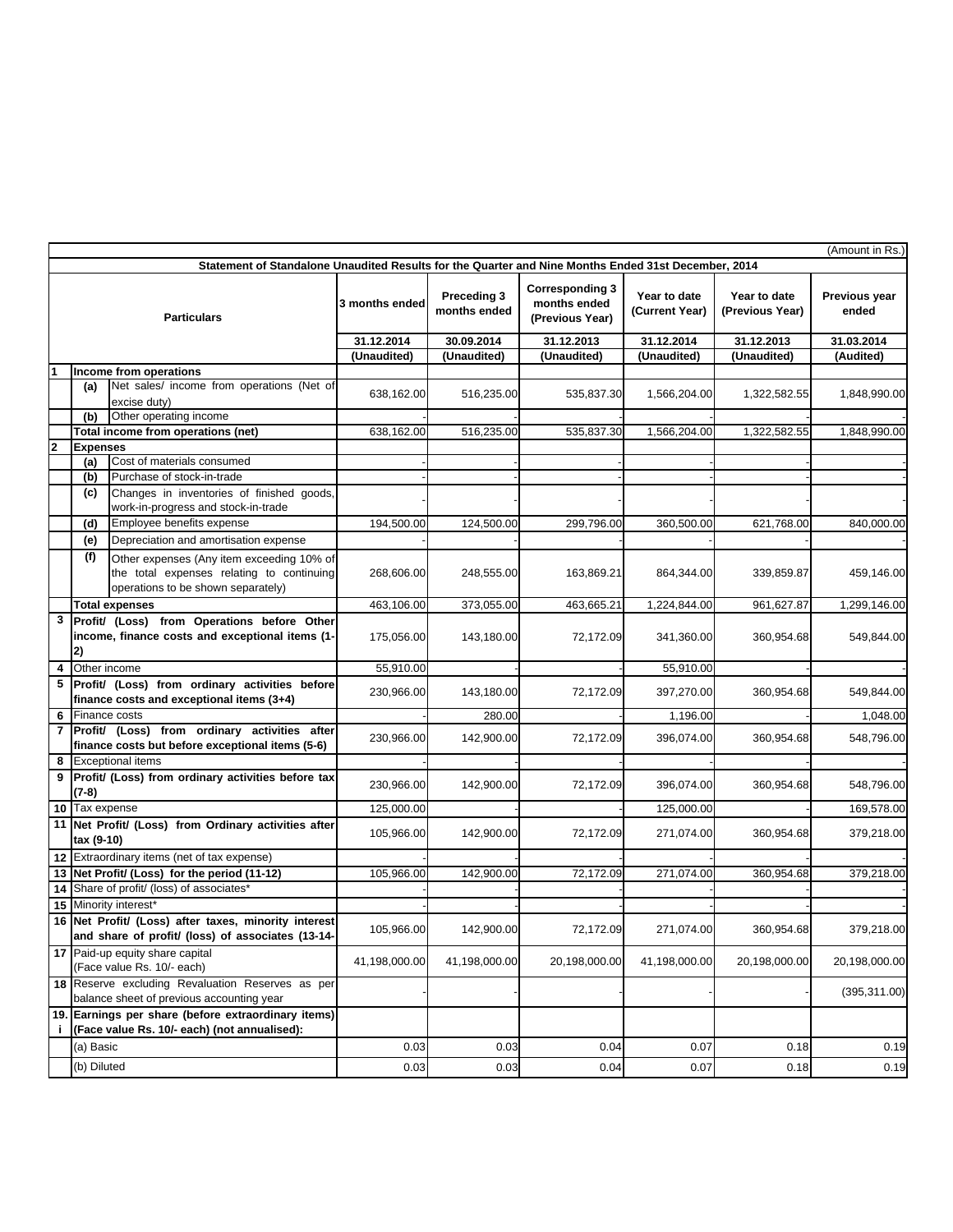(Amount in Rs.)

**Statement of Standalone Unaudited Results for the Quarter and Nine Months Ended 31st December, 2014**

| | | Particulars | 3 months ended | Preceding 3 months ended | Corresponding 3 months ended (Previous Year) | Year to date (Current Year) | Year to date (Previous Year) | Previous year ended |
|---|---|---|---|---|---|---|---|---|
| | | | 31.12.2014 | 30.09.2014 | 31.12.2013 | 31.12.2014 | 31.12.2013 | 31.03.2014 |
| | | | (Unaudited) | (Unaudited) | (Unaudited) | (Unaudited) | (Unaudited) | (Audited) |
| **1** | **Income from operations** | | | | | | | |
| | (a) | Net sales/ income from operations (Net of excise duty) | 638,162.00 | 516,235.00 | 535,837.30 | 1,566,204.00 | 1,322,582.55 | 1,848,990.00 |
| | (b) | Other operating income | - | - | - | - | - | - |
| | **Total income from operations (net)** | | 638,162.00 | 516,235.00 | 535,837.30 | 1,566,204.00 | 1,322,582.55 | 1,848,990.00 |
| **2** | **Expenses** | | | | | | | |
| | (a) | Cost of materials consumed | - | - | - | - | - | - |
| | (b) | Purchase of stock-in-trade | - | - | - | - | - | - |
| | (c) | Changes in inventories of finished goods, work-in-progress and stock-in-trade | - | - | - | - | - | - |
| | (d) | Employee benefits expense | 194,500.00 | 124,500.00 | 299,796.00 | 360,500.00 | 621,768.00 | 840,000.00 |
| | (e) | Depreciation and amortisation expense | - | - | - | - | - | - |
| | (f) | Other expenses (Any item exceeding 10% of the total expenses relating to continuing operations to be shown separately) | 268,606.00 | 248,555.00 | 163,869.21 | 864,344.00 | 339,859.87 | 459,146.00 |
| | **Total expenses** | | 463,106.00 | 373,055.00 | 463,665.21 | 1,224,844.00 | 961,627.87 | 1,299,146.00 |
| **3** | **Profit/ (Loss) from Operations before Other income, finance costs and exceptional items (1-2)** | | 175,056.00 | 143,180.00 | 72,172.09 | 341,360.00 | 360,954.68 | 549,844.00 |
| **4** | Other income | | 55,910.00 | - | - | 55,910.00 | - | - |
| **5** | **Profit/ (Loss) from ordinary activities before finance costs and exceptional items (3+4)** | | 230,966.00 | 143,180.00 | 72,172.09 | 397,270.00 | 360,954.68 | 549,844.00 |
| **6** | Finance costs | | - | 280.00 | - | 1,196.00 | - | 1,048.00 |
| **7** | **Profit/ (Loss) from ordinary activities after finance costs but before exceptional items (5-6)** | | 230,966.00 | 142,900.00 | 72,172.09 | 396,074.00 | 360,954.68 | 548,796.00 |
| **8** | Exceptional items | | - | - | - | - | - | - |
| **9** | **Profit/ (Loss) from ordinary activities before tax (7-8)** | | 230,966.00 | 142,900.00 | 72,172.09 | 396,074.00 | 360,954.68 | 548,796.00 |
| **10** | Tax expense | | 125,000.00 | - | - | 125,000.00 | - | 169,578.00 |
| **11** | **Net Profit/ (Loss) from Ordinary activities after tax (9-10)** | | 105,966.00 | 142,900.00 | 72,172.09 | 271,074.00 | 360,954.68 | 379,218.00 |
| **12** | Extraordinary items (net of tax expense) | | - | - | - | - | - | - |
| **13** | **Net Profit/ (Loss) for the period (11-12)** | | 105,966.00 | 142,900.00 | 72,172.09 | 271,074.00 | 360,954.68 | 379,218.00 |
| **14** | Share of profit/ (loss) of associates* | | - | - | - | - | - | - |
| **15** | Minority interest* | | - | - | - | - | - | - |
| **16** | **Net Profit/ (Loss) after taxes, minority interest and share of profit/ (loss) of associates (13-14-** | | 105,966.00 | 142,900.00 | 72,172.09 | 271,074.00 | 360,954.68 | 379,218.00 |
| **17** | Paid-up equity share capital (Face value Rs. 10/- each) | | 41,198,000.00 | 41,198,000.00 | 20,198,000.00 | 41,198,000.00 | 20,198,000.00 | 20,198,000.00 |
| **18** | Reserve excluding Revaluation Reserves as per balance sheet of previous accounting year | | - | - | - | - | - | (395,311.00) |
| **19.i** | **Earnings per share (before extraordinary items) (Face value Rs. 10/- each) (not annualised):** | | | | | | | |
| | (a) Basic | | 0.03 | 0.03 | 0.04 | 0.07 | 0.18 | 0.19 |
| | (b) Diluted | | 0.03 | 0.03 | 0.04 | 0.07 | 0.18 | 0.19 |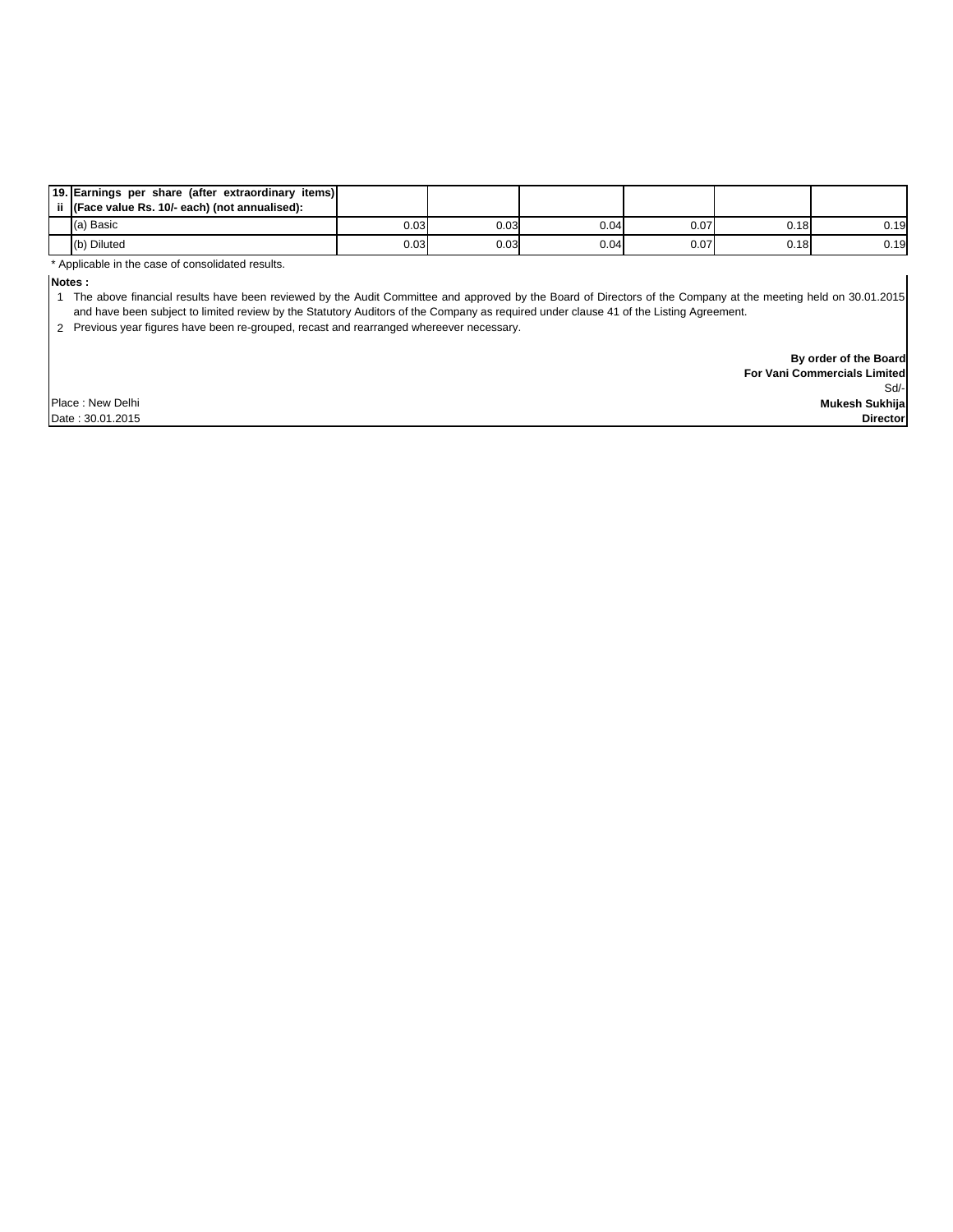| 19. ii | Earnings per share (after extraordinary items) (Face value Rs. 10/- each) (not annualised): | | | | | | |
|---|---|---|---|---|---|---|---|
| | (a) Basic | 0.03 | 0.03 | 0.04 | 0.07 | 0.18 | 0.19 |
| | (b) Diluted | 0.03 | 0.03 | 0.04 | 0.07 | 0.18 | 0.19 |

* Applicable in the case of consolidated results.

**Notes :**

1. The above financial results have been reviewed by the Audit Committee and approved by the Board of Directors of the Company at the meeting held on 30.01.2015 and have been subject to limited review by the Statutory Auditors of the Company as required under clause 41 of the Listing Agreement.
2. Previous year figures have been re-grouped, recast and rearranged whereever necessary.

**By order of the Board**
**For Vani Commercials Limited**
Sd/-
**Mukesh Sukhija**
**Director**

Place : New Delhi
Date : 30.01.2015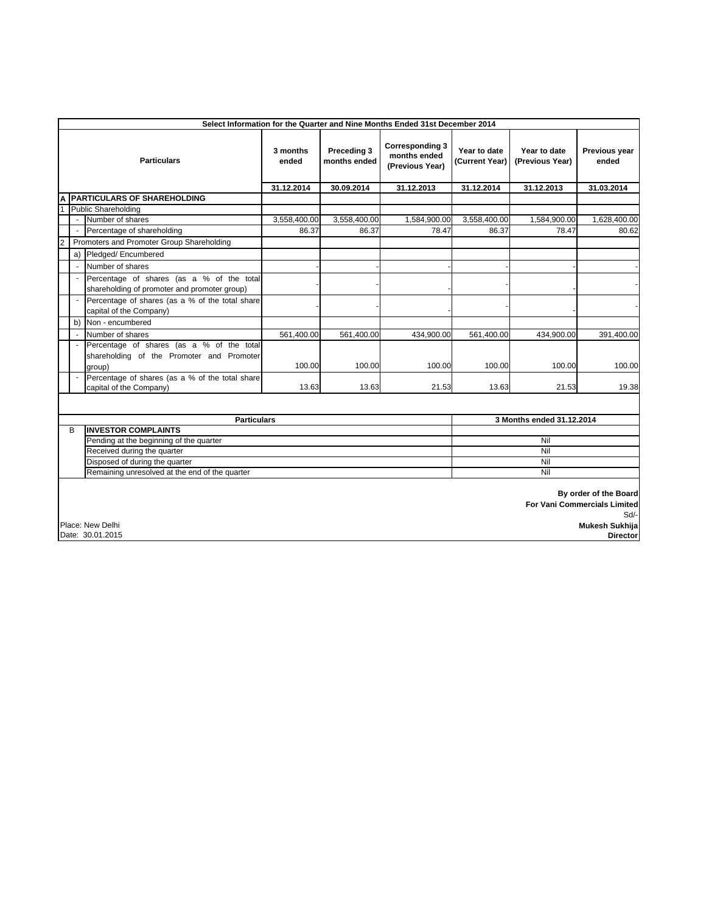**Select Information for the Quarter and Nine Months Ended 31st December 2014**

| | | Particulars | 3 months ended | Preceding 3 months ended | Corresponding 3 months ended (Previous Year) | Year to date (Current Year) | Year to date (Previous Year) | Previous year ended |
|---|---|---|---|---|---|---|---|---|
| | | | 31.12.2014 | 30.09.2014 | 31.12.2013 | 31.12.2014 | 31.12.2013 | 31.03.2014 |
| A | | **PARTICULARS OF SHAREHOLDING** | | | | | | |
| 1 | | Public Shareholding | | | | | | |
| | - | Number of shares | 3,558,400.00 | 3,558,400.00 | 1,584,900.00 | 3,558,400.00 | 1,584,900.00 | 1,628,400.00 |
| | - | Percentage of shareholding | 86.37 | 86.37 | 78.47 | 86.37 | 78.47 | 80.62 |
| 2 | | Promoters and Promoter Group Shareholding | | | | | | |
| | a) | Pledged/ Encumbered | | | | | | |
| | - | Number of shares | - | - | - | - | - | - |
| | - | Percentage of shares (as a % of the total shareholding of promoter and promoter group) | - | - | - | - | - | - |
| | - | Percentage of shares (as a % of the total share capital of the Company) | - | - | - | - | - | - |
| | b) | Non - encumbered | | | | | | |
| | - | Number of shares | 561,400.00 | 561,400.00 | 434,900.00 | 561,400.00 | 434,900.00 | 391,400.00 |
| | - | Percentage of shares (as a % of the total shareholding of the Promoter and Promoter group) | 100.00 | 100.00 | 100.00 | 100.00 | 100.00 | 100.00 |
| | - | Percentage of shares (as a % of the total share capital of the Company) | 13.63 | 13.63 | 21.53 | 13.63 | 21.53 | 19.38 |

| | Particulars | 3 Months ended 31.12.2014 |
|---|---|---|
| B | **INVESTOR COMPLAINTS** | |
| | Pending at the beginning of the quarter | Nil |
| | Received during the quarter | Nil |
| | Disposed of during the quarter | Nil |
| | Remaining unresolved at the end of the quarter | Nil |

**By order of the Board**
**For Vani Commercials Limited**
Sd/-
**Mukesh Sukhija**
**Director**

Place: New Delhi
Date: 30.01.2015